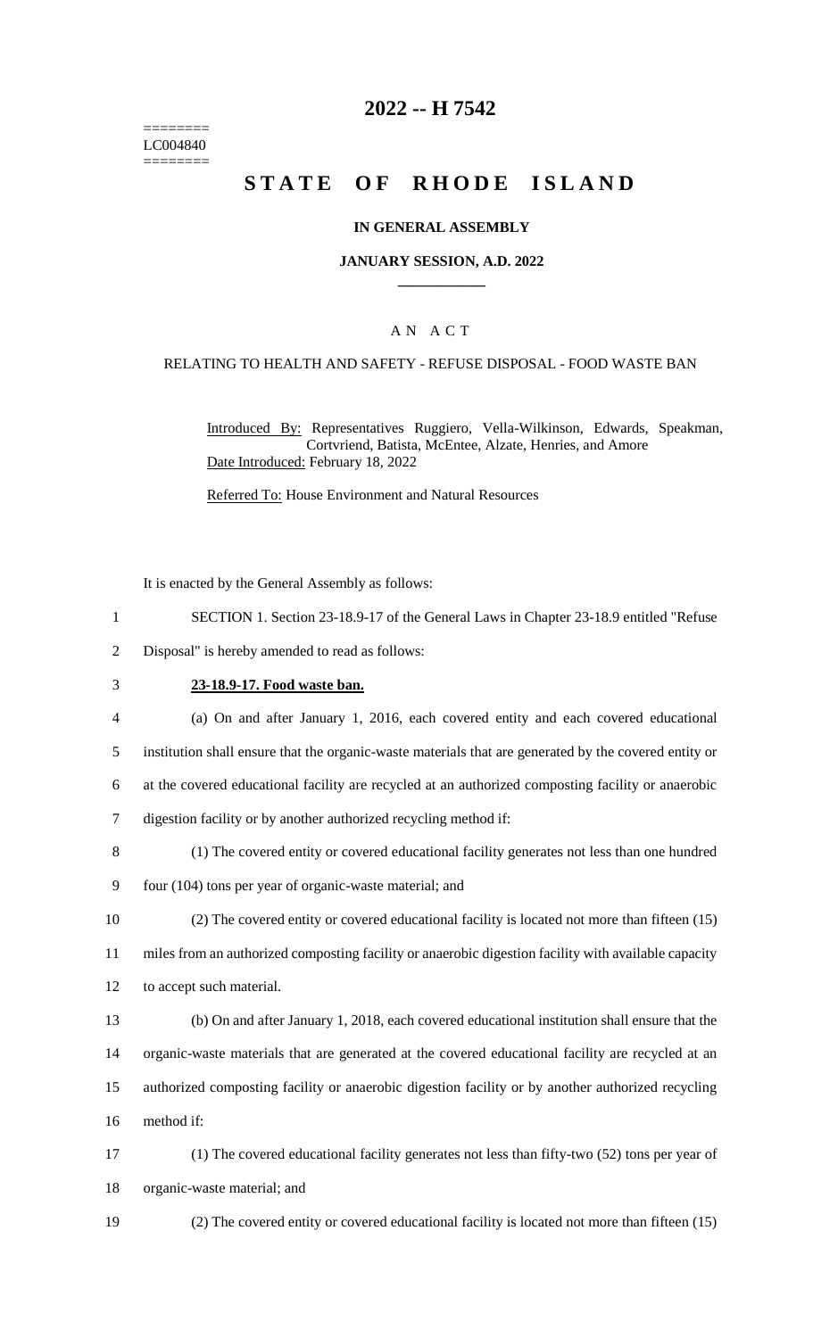======== 
LC004840 
========

# 2022 -- H 7542

# STATE OF RHODE ISLAND

**IN GENERAL ASSEMBLY**

**JANUARY SESSION, A.D. 2022**

____________

A N A C T

RELATING TO HEALTH AND SAFETY - REFUSE DISPOSAL - FOOD WASTE BAN

Introduced By: Representatives Ruggiero, Vella-Wilkinson, Edwards, Speakman, Cortvriend, Batista, McEntee, Alzate, Henries, and Amore

Date Introduced: February 18, 2022

Referred To: House Environment and Natural Resources

It is enacted by the General Assembly as follows:

1 SECTION 1. Section 23-18.9-17 of the General Laws in Chapter 23-18.9 entitled "Refuse
2 Disposal" is hereby amended to read as follows:

3 **23-18.9-17. Food waste ban.**

4 (a) On and after January 1, 2016, each covered entity and each covered educational
5 institution shall ensure that the organic-waste materials that are generated by the covered entity or
6 at the covered educational facility are recycled at an authorized composting facility or anaerobic
7 digestion facility or by another authorized recycling method if:

8 (1) The covered entity or covered educational facility generates not less than one hundred
9 four (104) tons per year of organic-waste material; and

10 (2) The covered entity or covered educational facility is located not more than fifteen (15)
11 miles from an authorized composting facility or anaerobic digestion facility with available capacity
12 to accept such material.

13 (b) On and after January 1, 2018, each covered educational institution shall ensure that the
14 organic-waste materials that are generated at the covered educational facility are recycled at an
15 authorized composting facility or anaerobic digestion facility or by another authorized recycling
16 method if:

17 (1) The covered educational facility generates not less than fifty-two (52) tons per year of
18 organic-waste material; and

19 (2) The covered entity or covered educational facility is located not more than fifteen (15)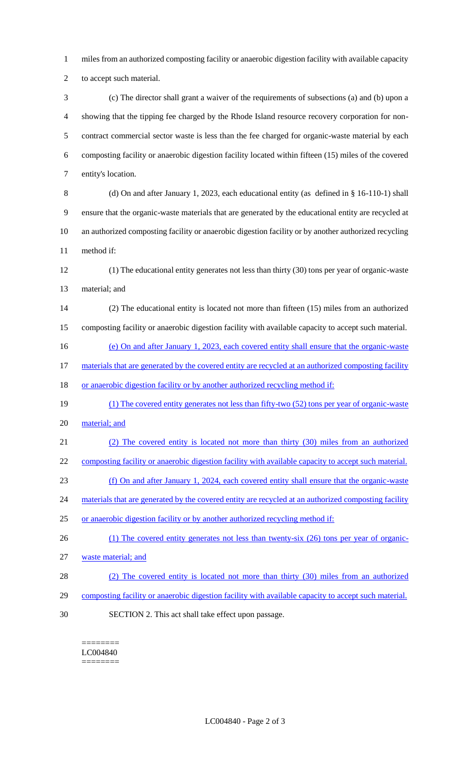miles from an authorized composting facility or anaerobic digestion facility with available capacity to accept such material.

(c) The director shall grant a waiver of the requirements of subsections (a) and (b) upon a showing that the tipping fee charged by the Rhode Island resource recovery corporation for non-contract commercial sector waste is less than the fee charged for organic-waste material by each composting facility or anaerobic digestion facility located within fifteen (15) miles of the covered entity's location.

(d) On and after January 1, 2023, each educational entity (as defined in § 16-110-1) shall ensure that the organic-waste materials that are generated by the educational entity are recycled at an authorized composting facility or anaerobic digestion facility or by another authorized recycling method if:

(1) The educational entity generates not less than thirty (30) tons per year of organic-waste material; and

(2) The educational entity is located not more than fifteen (15) miles from an authorized composting facility or anaerobic digestion facility with available capacity to accept such material.

<u>(e) On and after January 1, 2023, each covered entity shall ensure that the organic-waste materials that are generated by the covered entity are recycled at an authorized composting facility or anaerobic digestion facility or by another authorized recycling method if:</u>

<u>(1) The covered entity generates not less than fifty-two (52) tons per year of organic-waste material; and</u>

<u>(2) The covered entity is located not more than thirty (30) miles from an authorized composting facility or anaerobic digestion facility with available capacity to accept such material.</u>

<u>(f) On and after January 1, 2024, each covered entity shall ensure that the organic-waste materials that are generated by the covered entity are recycled at an authorized composting facility or anaerobic digestion facility or by another authorized recycling method if:</u>

<u>(1) The covered entity generates not less than twenty-six (26) tons per year of organic-waste material; and</u>

<u>(2) The covered entity is located not more than thirty (30) miles from an authorized composting facility or anaerobic digestion facility with available capacity to accept such material.</u>

SECTION 2. This act shall take effect upon passage.

========
LC004840
========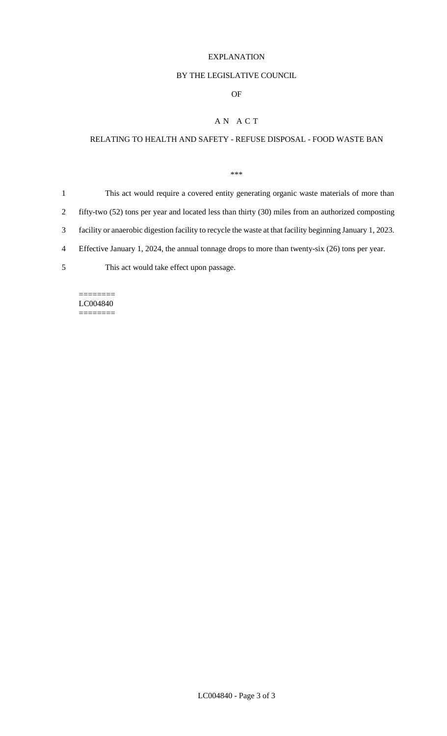EXPLANATION

BY THE LEGISLATIVE COUNCIL

OF

A N A C T

RELATING TO HEALTH AND SAFETY - REFUSE DISPOSAL - FOOD WASTE BAN

\*\*\*

This act would require a covered entity generating organic waste materials of more than fifty-two (52) tons per year and located less than thirty (30) miles from an authorized composting facility or anaerobic digestion facility to recycle the waste at that facility beginning January 1, 2023. Effective January 1, 2024, the annual tonnage drops to more than twenty-six (26) tons per year.

This act would take effect upon passage.

========
LC004840
========